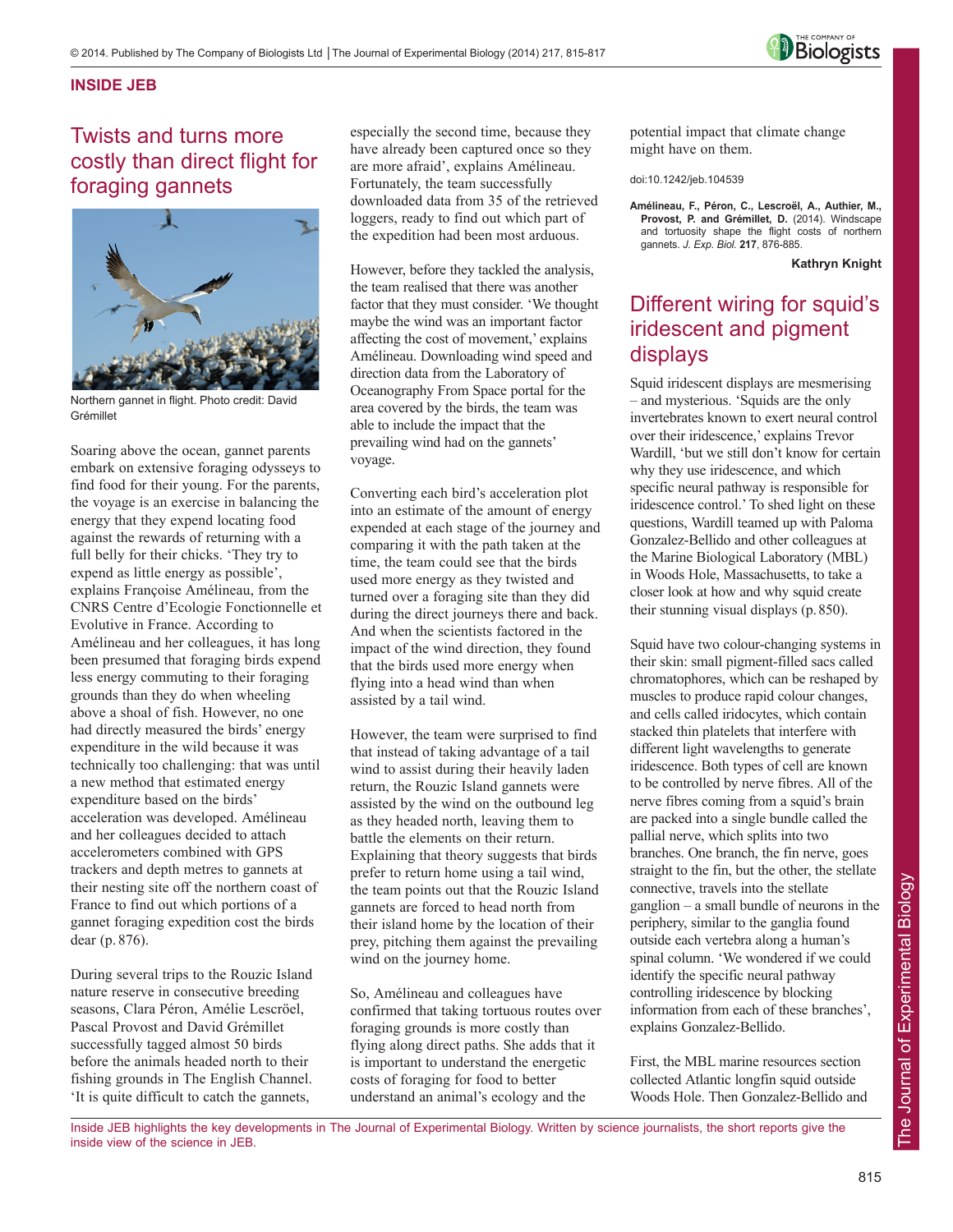INSIDE JEB

# Twists and turns more costly than direct flight for foraging gannets

Northern gannet in flight. Photo credit: David Grémillet

Soaring above the ocean, gannet parents embark on extensive foraging odysseys to find food for their young. For the parents, the voyage is an exercise in balancing the energy that they expend locating food against the rewards of returning with a full belly for their chicks. 'They try to expend as little energy as possible', explains Françoise Amélineau, from the CNRS Centre d'Ecologie Fonctionnelle et Evolutive in France. According to Amélineau and her colleagues, it has long been presumed that foraging birds expend less energy commuting to their foraging grounds than they do when wheeling above a shoal of fish. However, no one had directly measured the birds' energy expenditure in the wild because it was technically too challenging: that was until a new method that estimated energy expenditure based on the birds' acceleration was developed. Amélineau and her colleagues decided to attach accelerometers combined with GPS trackers and depth metres to gannets at their nesting site off the northern coast of France to find out which portions of a gannet foraging expedition cost the birds dear (p. 876).

During several trips to the Rouzic Island nature reserve in consecutive breeding seasons, Clara Péron, Amélie Lescroël, Pascal Provost and David Grémillet successfully tagged almost 50 birds before the animals headed north to their fishing grounds in The English Channel. 'It is quite difficult to catch the gannets, especially the second time, because they have already been captured once so they are more afraid', explains Amélineau. Fortunately, the team successfully downloaded data from 35 of the retrieved loggers, ready to find out which part of the expedition had been most arduous.

However, before they tackled the analysis, the team realised that there was another factor that they must consider. 'We thought maybe the wind was an important factor affecting the cost of movement,' explains Amélineau. Downloading wind speed and direction data from the Laboratory of Oceanography From Space portal for the area covered by the birds, the team was able to include the impact that the prevailing wind had on the gannets' voyage.

Converting each bird's acceleration plot into an estimate of the amount of energy expended at each stage of the journey and comparing it with the path taken at the time, the team could see that the birds used more energy as they twisted and turned over a foraging site than they did during the direct journeys there and back. And when the scientists factored in the impact of the wind direction, they found that the birds used more energy when flying into a head wind than when assisted by a tail wind.

However, the team were surprised to find that instead of taking advantage of a tail wind to assist during their heavily laden return, the Rouzic Island gannets were assisted by the wind on the outbound leg as they headed north, leaving them to battle the elements on their return. Explaining that theory suggests that birds prefer to return home using a tail wind, the team points out that the Rouzic Island gannets are forced to head north from their island home by the location of their prey, pitching them against the prevailing wind on the journey home.

So, Amélineau and colleagues have confirmed that taking tortuous routes over foraging grounds is more costly than flying along direct paths. She adds that it is important to understand the energetic costs of foraging for food to better understand an animal's ecology and the potential impact that climate change might have on them.

doi:10.1242/jeb.104539

**Amélineau, F., Péron, C., Lescroël, A., Authier, M., Provost, P. and Grémillet, D.** (2014). Windscape and tortuosity shape the flight costs of northern gannets. *J. Exp. Biol.* **217**, 876-885.

**Kathryn Knight**

# Different wiring for squid's iridescent and pigment displays

Squid iridescent displays are mesmerising – and mysterious. 'Squids are the only invertebrates known to exert neural control over their iridescence,' explains Trevor Wardill, 'but we still don't know for certain why they use iridescence, and which specific neural pathway is responsible for iridescence control.' To shed light on these questions, Wardill teamed up with Paloma Gonzalez-Bellido and other colleagues at the Marine Biological Laboratory (MBL) in Woods Hole, Massachusetts, to take a closer look at how and why squid create their stunning visual displays (p. 850).

Squid have two colour-changing systems in their skin: small pigment-filled sacs called chromatophores, which can be reshaped by muscles to produce rapid colour changes, and cells called iridocytes, which contain stacked thin platelets that interfere with different light wavelengths to generate iridescence. Both types of cell are known to be controlled by nerve fibres. All of the nerve fibres coming from a squid's brain are packed into a single bundle called the pallial nerve, which splits into two branches. One branch, the fin nerve, goes straight to the fin, but the other, the stellate connective, travels into the stellate ganglion – a small bundle of neurons in the periphery, similar to the ganglia found outside each vertebra along a human's spinal column. 'We wondered if we could identify the specific neural pathway controlling iridescence by blocking information from each of these branches', explains Gonzalez-Bellido.

First, the MBL marine resources section collected Atlantic longfin squid outside Woods Hole. Then Gonzalez-Bellido and

Inside JEB highlights the key developments in The Journal of Experimental Biology. Written by science journalists, the short reports give the inside view of the science in JEB.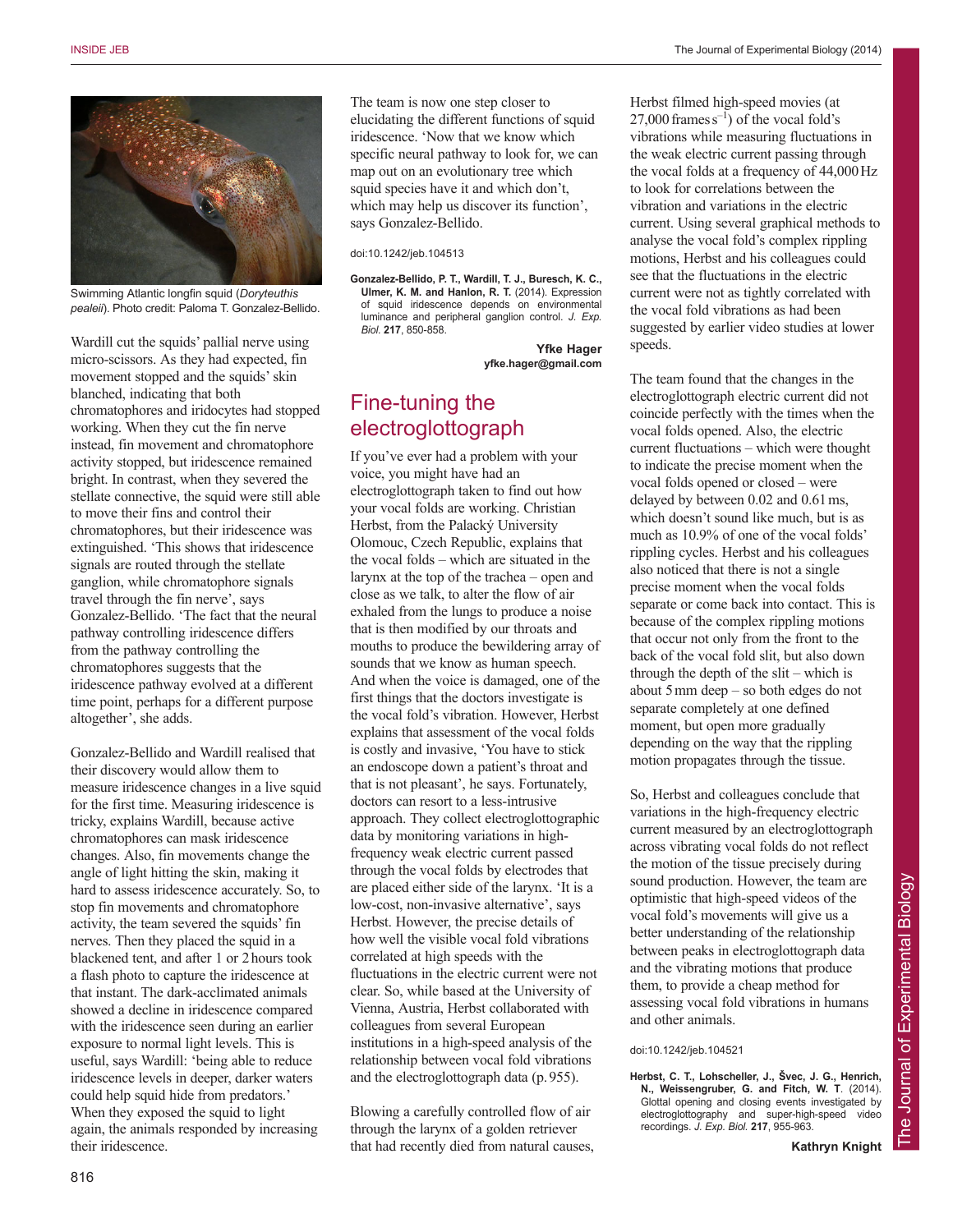Swimming Atlantic longfin squid (*Doryteuthis pealeii*). Photo credit: Paloma T. Gonzalez-Bellido.

Wardill cut the squids' pallial nerve using micro-scissors. As they had expected, fin movement stopped and the squids' skin blanched, indicating that both chromatophores and iridocytes had stopped working. When they cut the fin nerve instead, fin movement and chromatophore activity stopped, but iridescence remained bright. In contrast, when they severed the stellate connective, the squid were still able to move their fins and control their chromatophores, but their iridescence was extinguished. 'This shows that iridescence signals are routed through the stellate ganglion, while chromatophore signals travel through the fin nerve', says Gonzalez-Bellido. 'The fact that the neural pathway controlling iridescence differs from the pathway controlling the chromatophores suggests that the iridescence pathway evolved at a different time point, perhaps for a different purpose altogether', she adds.

Gonzalez-Bellido and Wardill realised that their discovery would allow them to measure iridescence changes in a live squid for the first time. Measuring iridescence is tricky, explains Wardill, because active chromatophores can mask iridescence changes. Also, fin movements change the angle of light hitting the skin, making it hard to assess iridescence accurately. So, to stop fin movements and chromatophore activity, the team severed the squids' fin nerves. Then they placed the squid in a blackened tent, and after 1 or 2 hours took a flash photo to capture the iridescence at that instant. The dark-acclimated animals showed a decline in iridescence compared with the iridescence seen during an earlier exposure to normal light levels. This is useful, says Wardill: 'being able to reduce iridescence levels in deeper, darker waters could help squid hide from predators.' When they exposed the squid to light again, the animals responded by increasing their iridescence.

The team is now one step closer to elucidating the different functions of squid iridescence. 'Now that we know which specific neural pathway to look for, we can map out on an evolutionary tree which squid species have it and which don't, which may help us discover its function', says Gonzalez-Bellido.

doi:10.1242/jeb.104513

**Gonzalez-Bellido, P. T., Wardill, T. J., Buresch, K. C., Ulmer, K. M. and Hanlon, R. T.** (2014). Expression of squid iridescence depends on environmental luminance and peripheral ganglion control. *J. Exp. Biol.* **217**, 850-858.

**Yfke Hager**
**yfke.hager@gmail.com**

# Fine-tuning the electroglottograph

If you've ever had a problem with your voice, you might have had an electroglottograph taken to find out how your vocal folds are working. Christian Herbst, from the Palacký University Olomouc, Czech Republic, explains that the vocal folds – which are situated in the larynx at the top of the trachea – open and close as we talk, to alter the flow of air exhaled from the lungs to produce a noise that is then modified by our throats and mouths to produce the bewildering array of sounds that we know as human speech. And when the voice is damaged, one of the first things that the doctors investigate is the vocal fold's vibration. However, Herbst explains that assessment of the vocal folds is costly and invasive, 'You have to stick an endoscope down a patient's throat and that is not pleasant', he says. Fortunately, doctors can resort to a less-intrusive approach. They collect electroglottographic data by monitoring variations in high-frequency weak electric current passed through the vocal folds by electrodes that are placed either side of the larynx. 'It is a low-cost, non-invasive alternative', says Herbst. However, the precise details of how well the visible vocal fold vibrations correlated at high speeds with the fluctuations in the electric current were not clear. So, while based at the University of Vienna, Austria, Herbst collaborated with colleagues from several European institutions in a high-speed analysis of the relationship between vocal fold vibrations and the electroglottograph data (p. 955).

Blowing a carefully controlled flow of air through the larynx of a golden retriever that had recently died from natural causes, Herbst filmed high-speed movies (at 27,000 frames $s^{-1}$) of the vocal fold's vibrations while measuring fluctuations in the weak electric current passing through the vocal folds at a frequency of 44,000 Hz to look for correlations between the vibration and variations in the electric current. Using several graphical methods to analyse the vocal fold's complex rippling motions, Herbst and his colleagues could see that the fluctuations in the electric current were not as tightly correlated with the vocal fold vibrations as had been suggested by earlier video studies at lower speeds.

The team found that the changes in the electroglottograph electric current did not coincide perfectly with the times when the vocal folds opened. Also, the electric current fluctuations – which were thought to indicate the precise moment when the vocal folds opened or closed – were delayed by between 0.02 and 0.61 ms, which doesn't sound like much, but is as much as 10.9% of one of the vocal folds' rippling cycles. Herbst and his colleagues also noticed that there is not a single precise moment when the vocal folds separate or come back into contact. This is because of the complex rippling motions that occur not only from the front to the back of the vocal fold slit, but also down through the depth of the slit – which is about 5 mm deep – so both edges do not separate completely at one defined moment, but open more gradually depending on the way that the rippling motion propagates through the tissue.

So, Herbst and colleagues conclude that variations in the high-frequency electric current measured by an electroglottograph across vibrating vocal folds do not reflect the motion of the tissue precisely during sound production. However, the team are optimistic that high-speed videos of the vocal fold's movements will give us a better understanding of the relationship between peaks in electroglottograph data and the vibrating motions that produce them, to provide a cheap method for assessing vocal fold vibrations in humans and other animals.

doi:10.1242/jeb.104521

**Herbst, C. T., Lohscheller, J., Švec, J. G., Henrich, N., Weissengruber, G. and Fitch, W. T.** (2014). Glottal opening and closing events investigated by electroglottography and super-high-speed video recordings. *J. Exp. Biol.* **217**, 955-963.

**Kathryn Knight**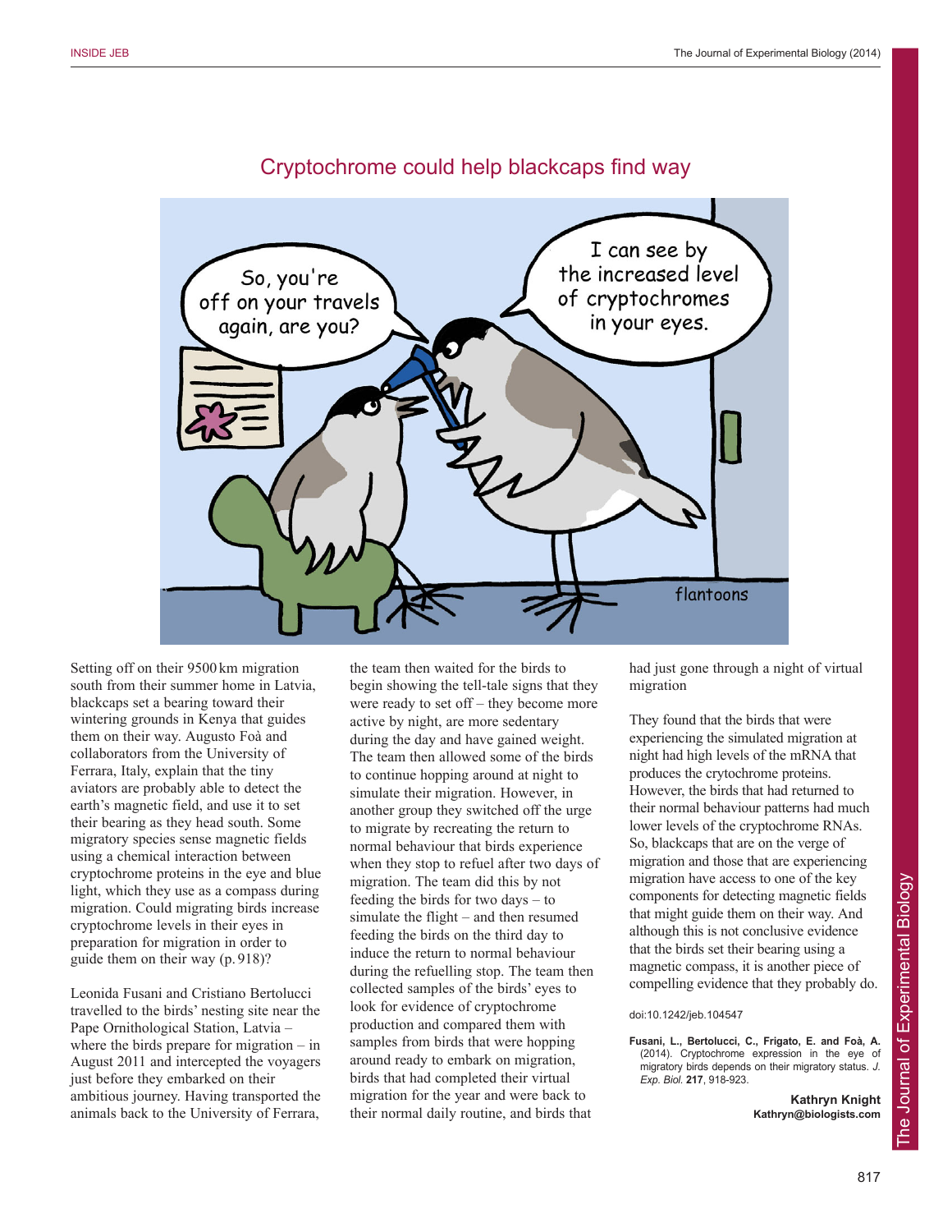# Cryptochrome could help blackcaps find way

Setting off on their 9500 km migration south from their summer home in Latvia, blackcaps set a bearing toward their wintering grounds in Kenya that guides them on their way. Augusto Foà and collaborators from the University of Ferrara, Italy, explain that the tiny aviators are probably able to detect the earth's magnetic field, and use it to set their bearing as they head south. Some migratory species sense magnetic fields using a chemical interaction between cryptochrome proteins in the eye and blue light, which they use as a compass during migration. Could migrating birds increase cryptochrome levels in their eyes in preparation for migration in order to guide them on their way (p. 918)?

Leonida Fusani and Cristiano Bertolucci travelled to the birds' nesting site near the Pape Ornithological Station, Latvia – where the birds prepare for migration – in August 2011 and intercepted the voyagers just before they embarked on their ambitious journey. Having transported the animals back to the University of Ferrara, the team then waited for the birds to begin showing the tell-tale signs that they were ready to set off – they become more active by night, are more sedentary during the day and have gained weight. The team then allowed some of the birds to continue hopping around at night to simulate their migration. However, in another group they switched off the urge to migrate by recreating the return to normal behaviour that birds experience when they stop to refuel after two days of migration. The team did this by not feeding the birds for two days – to simulate the flight – and then resumed feeding the birds on the third day to induce the return to normal behaviour during the refuelling stop. The team then collected samples of the birds' eyes to look for evidence of cryptochrome production and compared them with samples from birds that were hopping around ready to embark on migration, birds that had completed their virtual migration for the year and were back to their normal daily routine, and birds that had just gone through a night of virtual migration

They found that the birds that were experiencing the simulated migration at night had high levels of the mRNA that produces the crytochrome proteins. However, the birds that had returned to their normal behaviour patterns had much lower levels of the cryptochrome RNAs. So, blackcaps that are on the verge of migration and those that are experiencing migration have access to one of the key components for detecting magnetic fields that might guide them on their way. And although this is not conclusive evidence that the birds set their bearing using a magnetic compass, it is another piece of compelling evidence that they probably do.

doi:10.1242/jeb.104547

**Fusani, L., Bertolucci, C., Frigato, E. and Foà, A.** (2014). Cryptochrome expression in the eye of migratory birds depends on their migratory status. *J. Exp. Biol.* **217**, 918-923.

**Kathryn Knight**
**Kathryn@biologists.com**